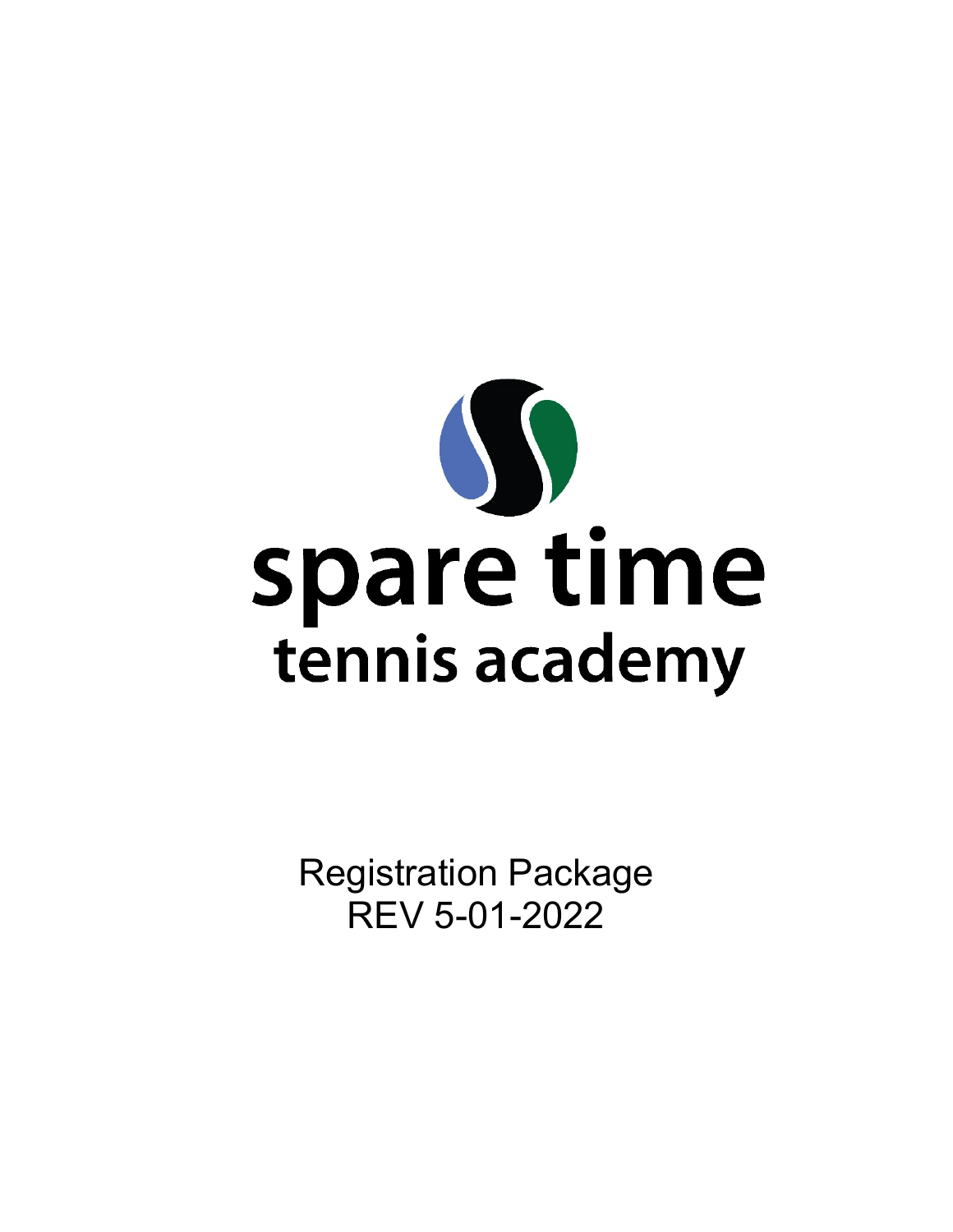# spare time

## tennis academy

Registration Package
REV 5-01-2022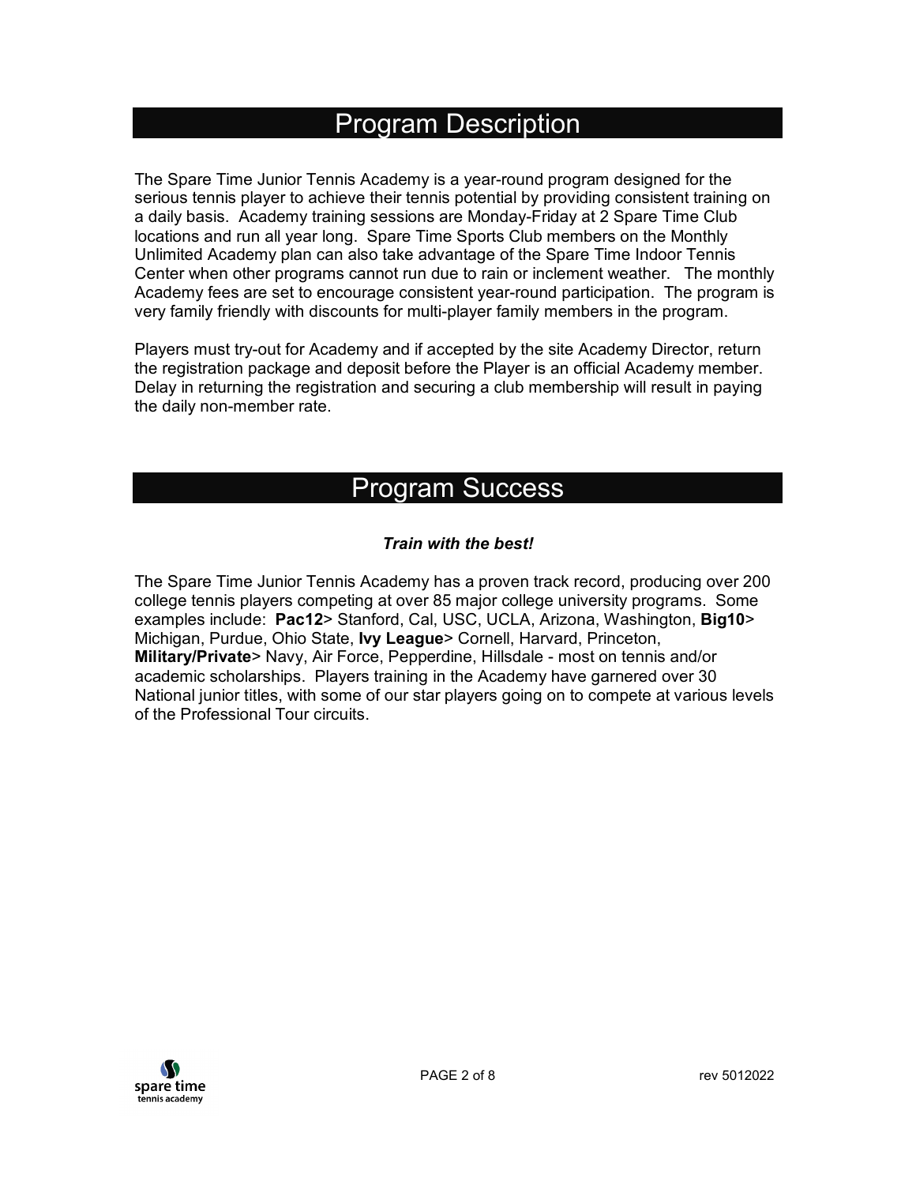# Program Description

The Spare Time Junior Tennis Academy is a year-round program designed for the serious tennis player to achieve their tennis potential by providing consistent training on a daily basis. Academy training sessions are Monday-Friday at 2 Spare Time Club locations and run all year long. Spare Time Sports Club members on the Monthly Unlimited Academy plan can also take advantage of the Spare Time Indoor Tennis Center when other programs cannot run due to rain or inclement weather. The monthly Academy fees are set to encourage consistent year-round participation. The program is very family friendly with discounts for multi-player family members in the program.

Players must try-out for Academy and if accepted by the site Academy Director, return the registration package and deposit before the Player is an official Academy member. Delay in returning the registration and securing a club membership will result in paying the daily non-member rate.

# Program Success

***Train with the best!***

The Spare Time Junior Tennis Academy has a proven track record, producing over 200 college tennis players competing at over 85 major college university programs. Some examples include: **Pac12**> Stanford, Cal, USC, UCLA, Arizona, Washington, **Big10**> Michigan, Purdue, Ohio State, **Ivy League**> Cornell, Harvard, Princeton, **Military/Private**> Navy, Air Force, Pepperdine, Hillsdale - most on tennis and/or academic scholarships. Players training in the Academy have garnered over 30 National junior titles, with some of our star players going on to compete at various levels of the Professional Tour circuits.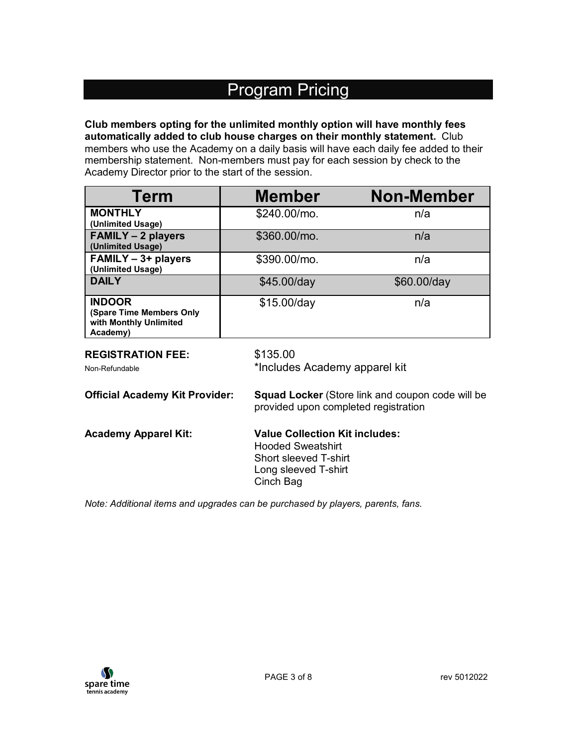# Program Pricing

**Club members opting for the unlimited monthly option will have monthly fees automatically added to club house charges on their monthly statement.** Club members who use the Academy on a daily basis will have each daily fee added to their membership statement. Non-members must pay for each session by check to the Academy Director prior to the start of the session.

| Term | Member | Non-Member |
|---|---|---|
| **MONTHLY** **(Unlimited Usage)** | $240.00/mo. | n/a |
| **FAMILY – 2 players** **(Unlimited Usage)** | $360.00/mo. | n/a |
| **FAMILY – 3+ players** **(Unlimited Usage)** | $390.00/mo. | n/a |
| **DAILY** | $45.00/day | $60.00/day |
| **INDOOR** **(Spare Time Members Only with Monthly Unlimited Academy)** | $15.00/day | n/a |

**REGISTRATION FEE:** $135.00
Non-Refundable
*Includes Academy apparel kit

**Official Academy Kit Provider:** **Squad Locker** (Store link and coupon code will be provided upon completed registration

**Academy Apparel Kit:** **Value Collection Kit includes:**
Hooded Sweatshirt
Short sleeved T-shirt
Long sleeved T-shirt
Cinch Bag

*Note: Additional items and upgrades can be purchased by players, parents, fans.*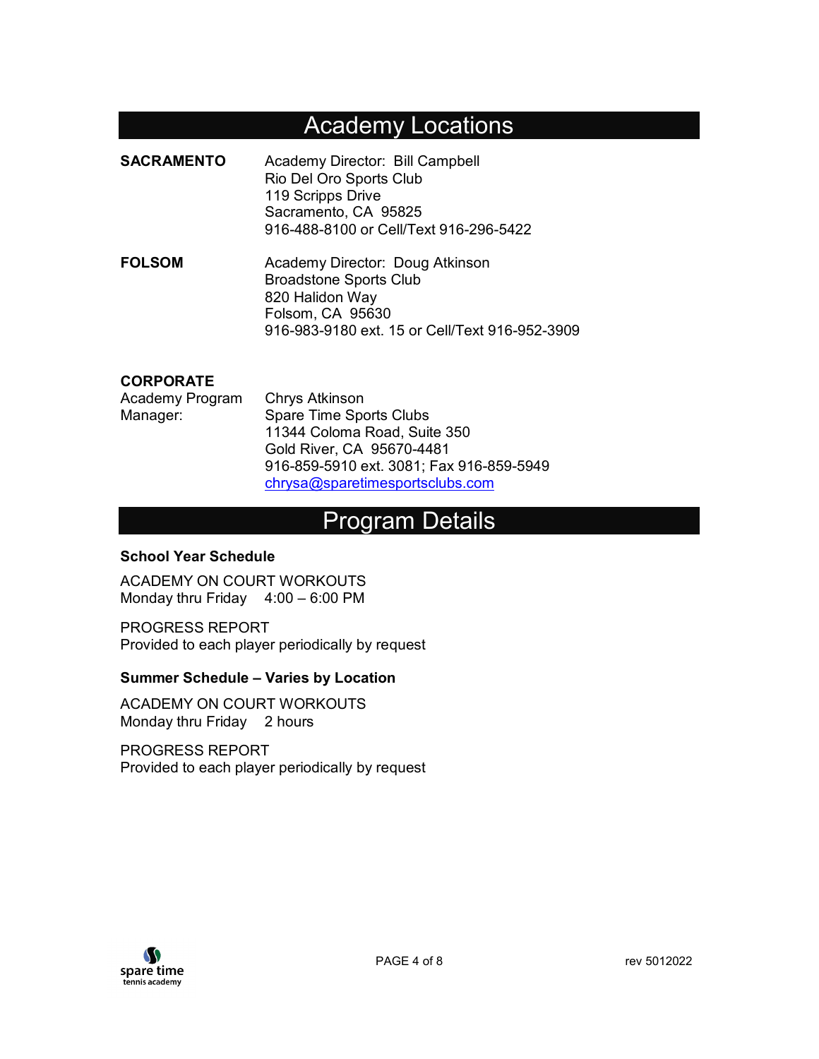# Academy Locations

**SACRAMENTO**

Academy Director: Bill Campbell
Rio Del Oro Sports Club
119 Scripps Drive
Sacramento, CA 95825
916-488-8100 or Cell/Text 916-296-5422

**FOLSOM**

Academy Director: Doug Atkinson
Broadstone Sports Club
820 Halidon Way
Folsom, CA 95630
916-983-9180 ext. 15 or Cell/Text 916-952-3909

**CORPORATE**

Academy Program Manager:

Chrys Atkinson
Spare Time Sports Clubs
11344 Coloma Road, Suite 350
Gold River, CA 95670-4481
916-859-5910 ext. 3081; Fax 916-859-5949
[chrysa@sparetimesportsclubs.com](mailto:chrysa@sparetimesportsclubs.com)

# Program Details

### School Year Schedule

ACADEMY ON COURT WORKOUTS
Monday thru Friday 4:00 – 6:00 PM

PROGRESS REPORT
Provided to each player periodically by request

### Summer Schedule – Varies by Location

ACADEMY ON COURT WORKOUTS
Monday thru Friday 2 hours

PROGRESS REPORT
Provided to each player periodically by request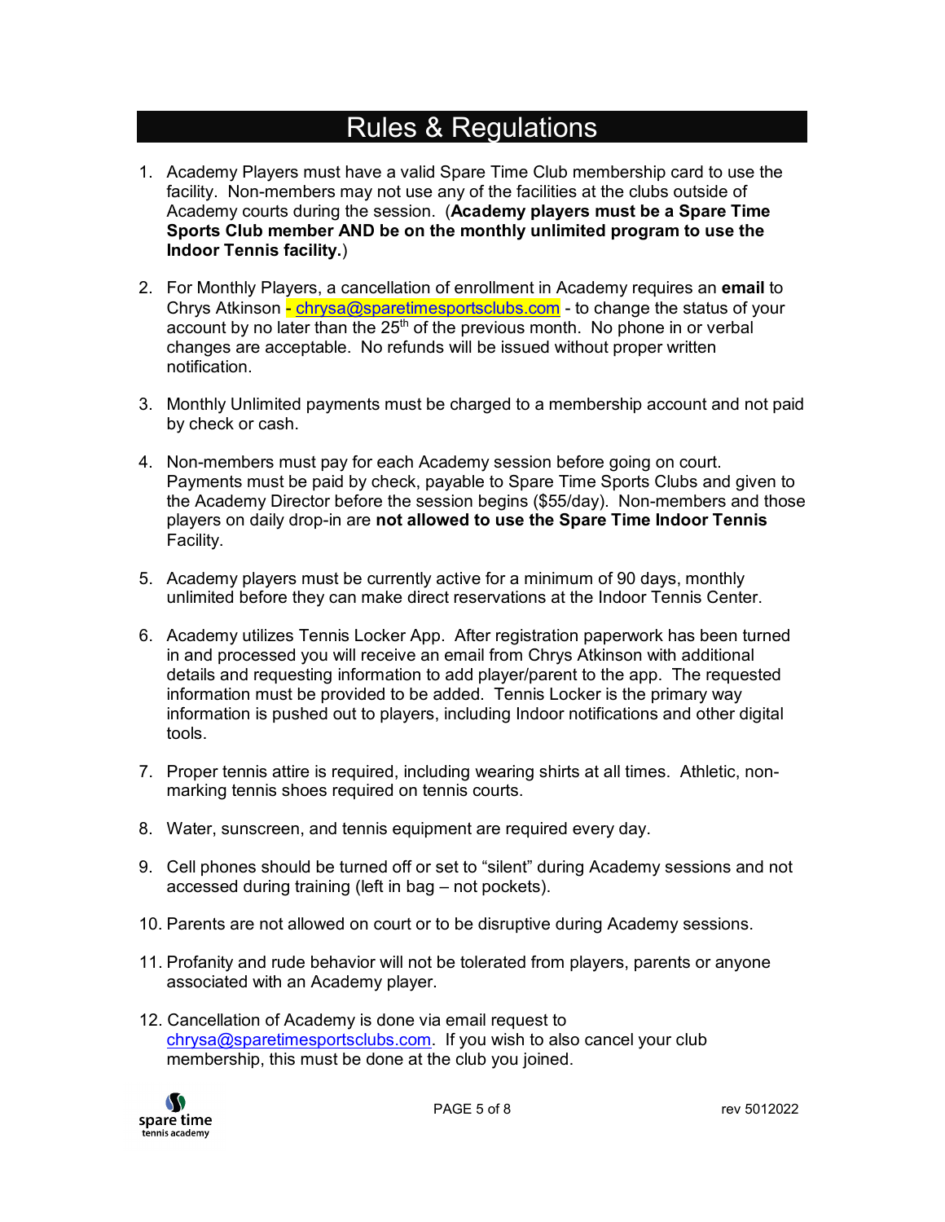# Rules & Regulations

1. Academy Players must have a valid Spare Time Club membership card to use the facility. Non-members may not use any of the facilities at the clubs outside of Academy courts during the session. (**Academy players must be a Spare Time Sports Club member AND be on the monthly unlimited program to use the Indoor Tennis facility.**)

2. For Monthly Players, a cancellation of enrollment in Academy requires an **email** to Chrys Atkinson - chrysa@sparetimesportsclubs.com - to change the status of your account by no later than the 25th of the previous month. No phone in or verbal changes are acceptable. No refunds will be issued without proper written notification.

3. Monthly Unlimited payments must be charged to a membership account and not paid by check or cash.

4. Non-members must pay for each Academy session before going on court. Payments must be paid by check, payable to Spare Time Sports Clubs and given to the Academy Director before the session begins ($55/day). Non-members and those players on daily drop-in are **not allowed to use the Spare Time Indoor Tennis** Facility.

5. Academy players must be currently active for a minimum of 90 days, monthly unlimited before they can make direct reservations at the Indoor Tennis Center.

6. Academy utilizes Tennis Locker App. After registration paperwork has been turned in and processed you will receive an email from Chrys Atkinson with additional details and requesting information to add player/parent to the app. The requested information must be provided to be added. Tennis Locker is the primary way information is pushed out to players, including Indoor notifications and other digital tools.

7. Proper tennis attire is required, including wearing shirts at all times. Athletic, non-marking tennis shoes required on tennis courts.

8. Water, sunscreen, and tennis equipment are required every day.

9. Cell phones should be turned off or set to "silent" during Academy sessions and not accessed during training (left in bag – not pockets).

10. Parents are not allowed on court or to be disruptive during Academy sessions.

11. Profanity and rude behavior will not be tolerated from players, parents or anyone associated with an Academy player.

12. Cancellation of Academy is done via email request to chrysa@sparetimesportsclubs.com. If you wish to also cancel your club membership, this must be done at the club you joined.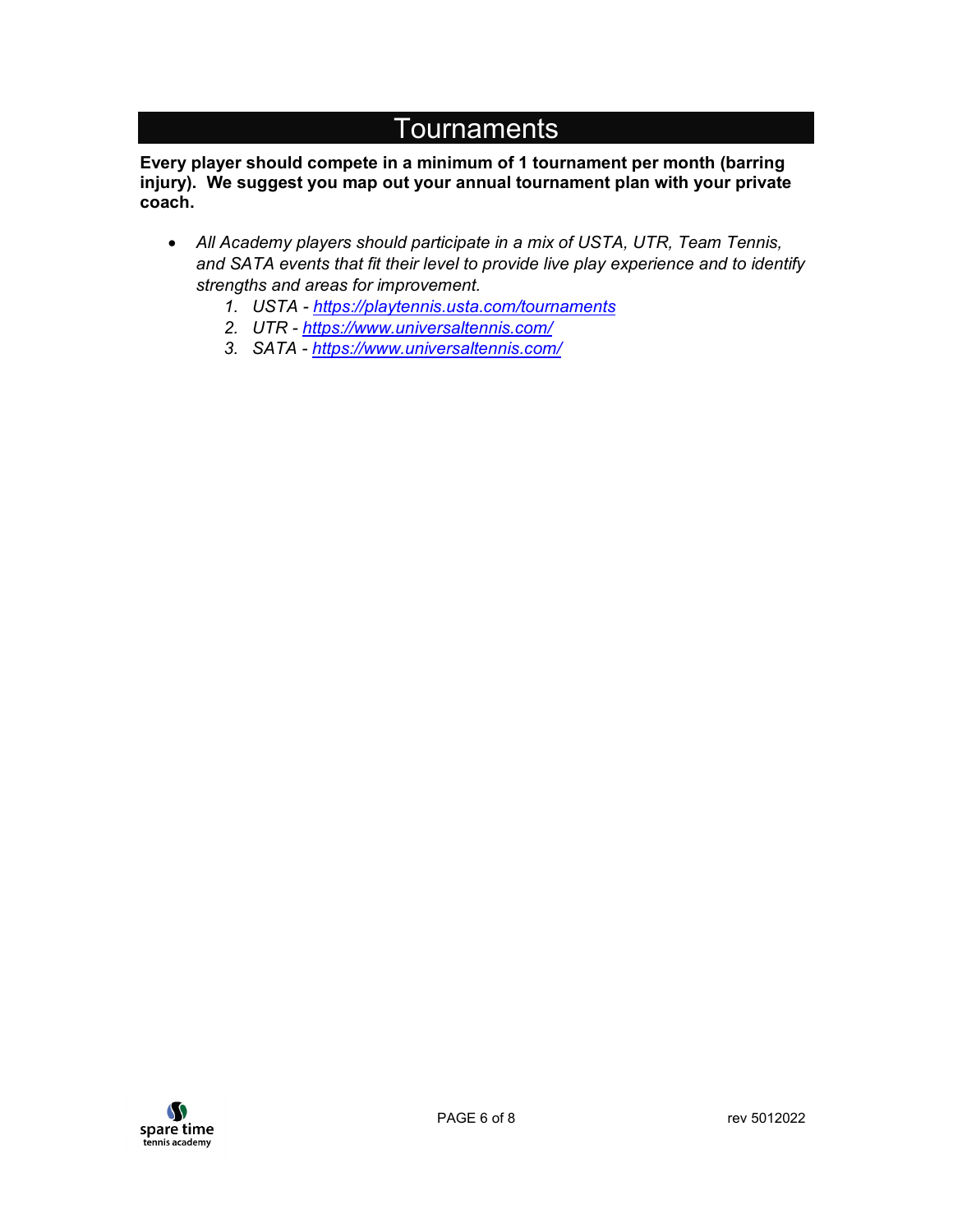# Tournaments

**Every player should compete in a minimum of 1 tournament per month (barring injury). We suggest you map out your annual tournament plan with your private coach.**

- *All Academy players should participate in a mix of USTA, UTR, Team Tennis, and SATA events that fit their level to provide live play experience and to identify strengths and areas for improvement.*
    1. *USTA - [https://playtennis.usta.com/tournaments](https://playtennis.usta.com/tournaments)*
    2. *UTR - [https://www.universaltennis.com/](https://www.universaltennis.com/)*
    3. *SATA - [https://www.universaltennis.com/](https://www.universaltennis.com/)*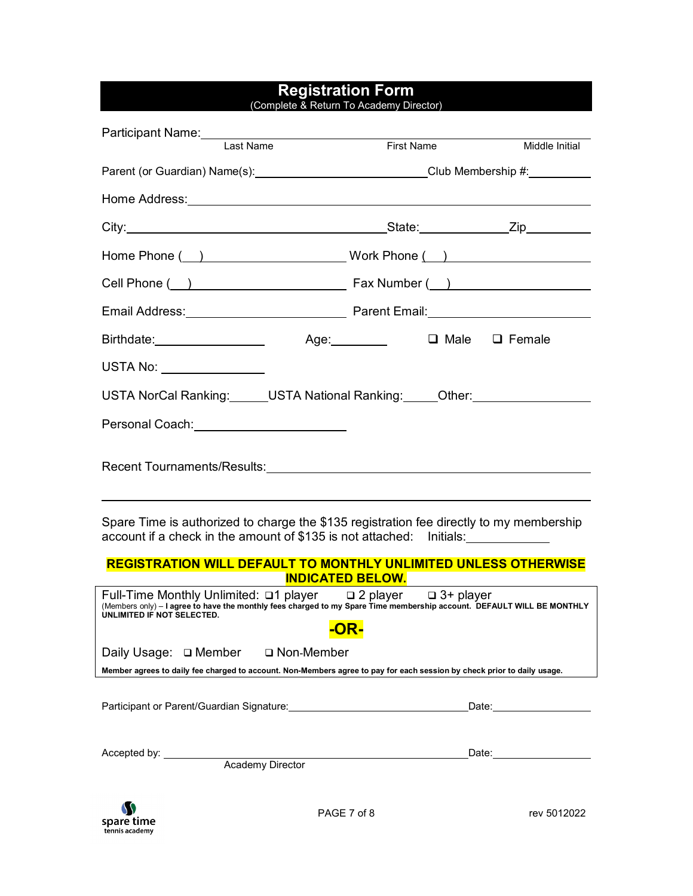# Registration Form

(Complete & Return To Academy Director)

Participant Name: ______________________________________________
Last Name                    First Name                    Middle Initial

Parent (or Guardian) Name(s): ______________________ Club Membership #: ________

Home Address: ______________________________________________

City: ______________________ State: __________ Zip ________

Home Phone (   ) ______________________ Work Phone (   ) ______________________

Cell Phone (   ) ______________________ Fax Number (   ) ______________________

Email Address: ______________________ Parent Email: ______________________

Birthdate: ______________ Age: ________ ❑ Male ❑ Female

USTA No: ______________

USTA NorCal Ranking: _____ USTA National Ranking: _____ Other: ______________

Personal Coach: ______________________

Recent Tournaments/Results: ______________________________________________

______________________________________________

Spare Time is authorized to charge the $135 registration fee directly to my membership account if a check in the amount of $135 is not attached: Initials: ____________

**REGISTRATION WILL DEFAULT TO MONTHLY UNLIMITED UNLESS OTHERWISE INDICATED BELOW.**

Full-Time Monthly Unlimited: ❑ 1 player ❑ 2 player ❑ 3+ player

(Members only) – **I agree to have the monthly fees charged to my Spare Time membership account. DEFAULT WILL BE MONTHLY UNLIMITED IF NOT SELECTED.**

**-OR-**

Daily Usage: ❑ Member ❑ Non-Member

**Member agrees to daily fee charged to account. Non-Members agree to pay for each session by check prior to daily usage.**

Participant or Parent/Guardian Signature: ______________________ Date: ____________

Accepted by: ______________________ Date: ____________
Academy Director

spare time tennis academy

rev 5012022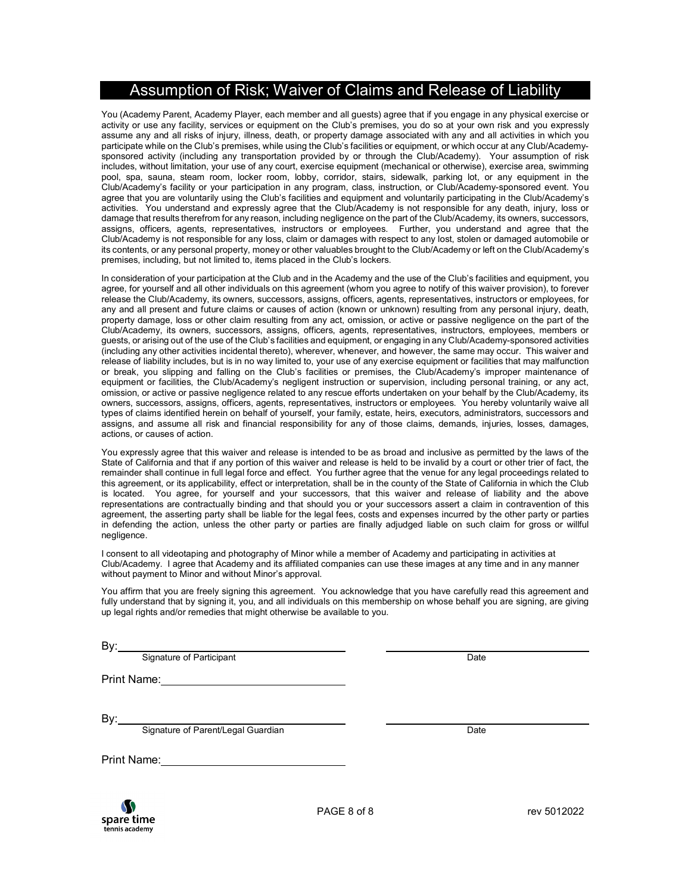# Assumption of Risk; Waiver of Claims and Release of Liability

You (Academy Parent, Academy Player, each member and all guests) agree that if you engage in any physical exercise or activity or use any facility, services or equipment on the Club's premises, you do so at your own risk and you expressly assume any and all risks of injury, illness, death, or property damage associated with any and all activities in which you participate while on the Club's premises, while using the Club's facilities or equipment, or which occur at any Club/Academy-sponsored activity (including any transportation provided by or through the Club/Academy). Your assumption of risk includes, without limitation, your use of any court, exercise equipment (mechanical or otherwise), exercise area, swimming pool, spa, sauna, steam room, locker room, lobby, corridor, stairs, sidewalk, parking lot, or any equipment in the Club/Academy's facility or your participation in any program, class, instruction, or Club/Academy-sponsored event. You agree that you are voluntarily using the Club's facilities and equipment and voluntarily participating in the Club/Academy's activities. You understand and expressly agree that the Club/Academy is not responsible for any death, injury, loss or damage that results therefrom for any reason, including negligence on the part of the Club/Academy, its owners, successors, assigns, officers, agents, representatives, instructors or employees. Further, you understand and agree that the Club/Academy is not responsible for any loss, claim or damages with respect to any lost, stolen or damaged automobile or its contents, or any personal property, money or other valuables brought to the Club/Academy or left on the Club/Academy's premises, including, but not limited to, items placed in the Club's lockers.

In consideration of your participation at the Club and in the Academy and the use of the Club's facilities and equipment, you agree, for yourself and all other individuals on this agreement (whom you agree to notify of this waiver provision), to forever release the Club/Academy, its owners, successors, assigns, officers, agents, representatives, instructors or employees, for any and all present and future claims or causes of action (known or unknown) resulting from any personal injury, death, property damage, loss or other claim resulting from any act, omission, or active or passive negligence on the part of the Club/Academy, its owners, successors, assigns, officers, agents, representatives, instructors, employees, members or guests, or arising out of the use of the Club's facilities and equipment, or engaging in any Club/Academy-sponsored activities (including any other activities incidental thereto), wherever, whenever, and however, the same may occur. This waiver and release of liability includes, but is in no way limited to, your use of any exercise equipment or facilities that may malfunction or break, you slipping and falling on the Club's facilities or premises, the Club/Academy's improper maintenance of equipment or facilities, the Club/Academy's negligent instruction or supervision, including personal training, or any act, omission, or active or passive negligence related to any rescue efforts undertaken on your behalf by the Club/Academy, its owners, successors, assigns, officers, agents, representatives, instructors or employees. You hereby voluntarily waive all types of claims identified herein on behalf of yourself, your family, estate, heirs, executors, administrators, successors and assigns, and assume all risk and financial responsibility for any of those claims, demands, injuries, losses, damages, actions, or causes of action.

You expressly agree that this waiver and release is intended to be as broad and inclusive as permitted by the laws of the State of California and that if any portion of this waiver and release is held to be invalid by a court or other trier of fact, the remainder shall continue in full legal force and effect. You further agree that the venue for any legal proceedings related to this agreement, or its applicability, effect or interpretation, shall be in the county of the State of California in which the Club is located. You agree, for yourself and your successors, that this waiver and release of liability and the above representations are contractually binding and that should you or your successors assert a claim in contravention of this agreement, the asserting party shall be liable for the legal fees, costs and expenses incurred by the other party or parties in defending the action, unless the other party or parties are finally adjudged liable on such claim for gross or willful negligence.

I consent to all videotaping and photography of Minor while a member of Academy and participating in activities at Club/Academy. I agree that Academy and its affiliated companies can use these images at any time and in any manner without payment to Minor and without Minor's approval.

You affirm that you are freely signing this agreement. You acknowledge that you have carefully read this agreement and fully understand that by signing it, you, and all individuals on this membership on whose behalf you are signing, are giving up legal rights and/or remedies that might otherwise be available to you.

By:\_\_\_\_\_\_\_\_\_\_\_\_\_\_\_\_\_\_\_\_\_\_\_\_\_\_\_\_\_\_\_\_\_\_ \_\_\_\_\_\_\_\_\_\_\_\_\_\_\_\_\_\_\_\_\_\_\_\_
Signature of Participant Date

Print Name:\_\_\_\_\_\_\_\_\_\_\_\_\_\_\_\_\_\_\_\_\_\_\_\_\_\_\_\_

By:\_\_\_\_\_\_\_\_\_\_\_\_\_\_\_\_\_\_\_\_\_\_\_\_\_\_\_\_\_\_\_\_\_\_ \_\_\_\_\_\_\_\_\_\_\_\_\_\_\_\_\_\_\_\_\_\_\_\_
Signature of Parent/Legal Guardian Date

Print Name:\_\_\_\_\_\_\_\_\_\_\_\_\_\_\_\_\_\_\_\_\_\_\_\_\_\_\_\_

spare time tennis academy

rev 5012022